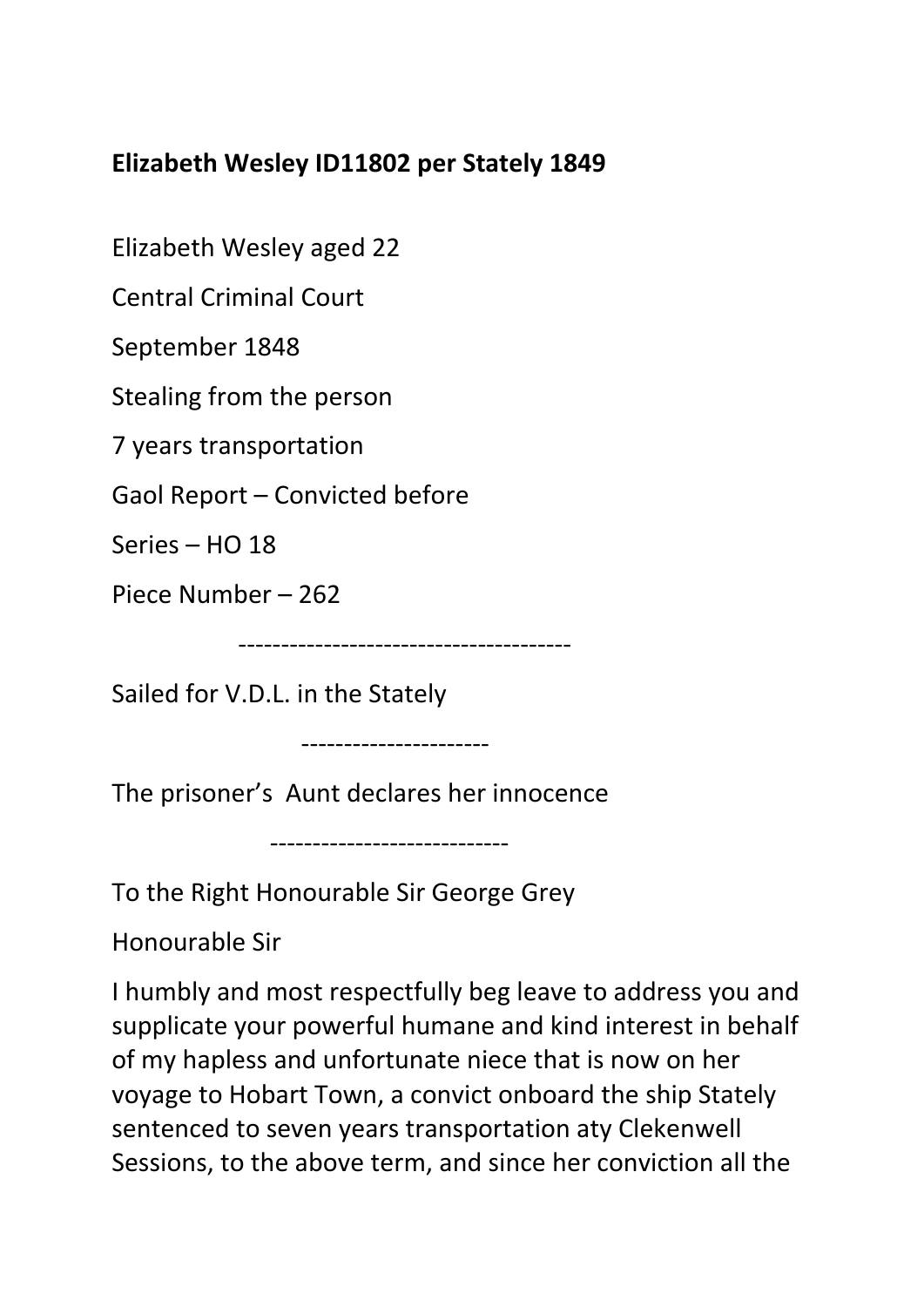**Elizabeth Wesley ID11802 per Stately 1849**

Elizabeth Wesley aged 22

Central Criminal Court

September 1848

Stealing from the person

7 years transportation

Gaol Report – Convicted before

Series – HO 18

Piece Number – 262

---------------------------------------

Sailed for V.D.L. in the Stately

----------------------

The prisoner's Aunt declares her innocence

----------------------------

To the Right Honourable Sir George Grey

Honourable Sir

I humbly and most respectfully beg leave to address you and supplicate your powerful humane and kind interest in behalf of my hapless and unfortunate niece that is now on her voyage to Hobart Town, a convict onboard the ship Stately sentenced to seven years transportation aty Clekenwell Sessions, to the above term, and since her conviction all the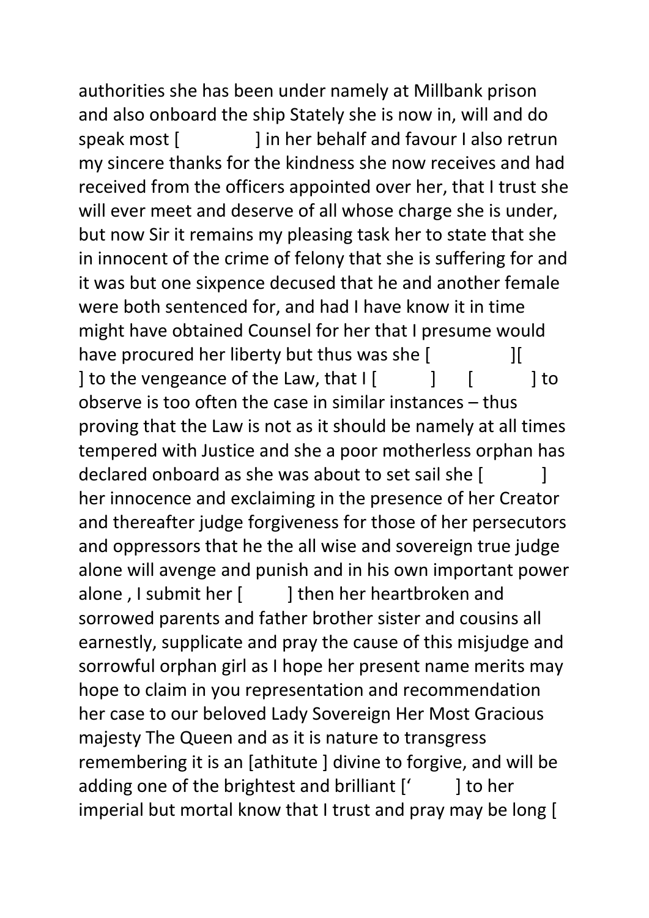authorities she has been under namely at Millbank prison and also onboard the ship Stately she is now in, will and do speak most [ ] in her behalf and favour I also retrun my sincere thanks for the kindness she now receives and had received from the officers appointed over her, that I trust she will ever meet and deserve of all whose charge she is under, but now Sir it remains my pleasing task her to state that she in innocent of the crime of felony that she is suffering for and it was but one sixpence decused that he and another female were both sentenced for, and had I have know it in time might have obtained Counsel for her that I presume would have procured her liberty but thus was she [ ][ ] to the vengeance of the Law, that I [ ] [ ] to observe is too often the case in similar instances – thus proving that the Law is not as it should be namely at all times tempered with Justice and she a poor motherless orphan has declared onboard as she was about to set sail she [ ] her innocence and exclaiming in the presence of her Creator and thereafter judge forgiveness for those of her persecutors and oppressors that he the all wise and sovereign true judge alone will avenge and punish and in his own important power alone , I submit her [ ] then her heartbroken and sorrowed parents and father brother sister and cousins all earnestly, supplicate and pray the cause of this misjudge and sorrowful orphan girl as I hope her present name merits may hope to claim in you representation and recommendation her case to our beloved Lady Sovereign Her Most Gracious majesty The Queen and as it is nature to transgress remembering it is an [athitute ] divine to forgive, and will be adding one of the brightest and brilliant [' ] to her imperial but mortal know that I trust and pray may be long [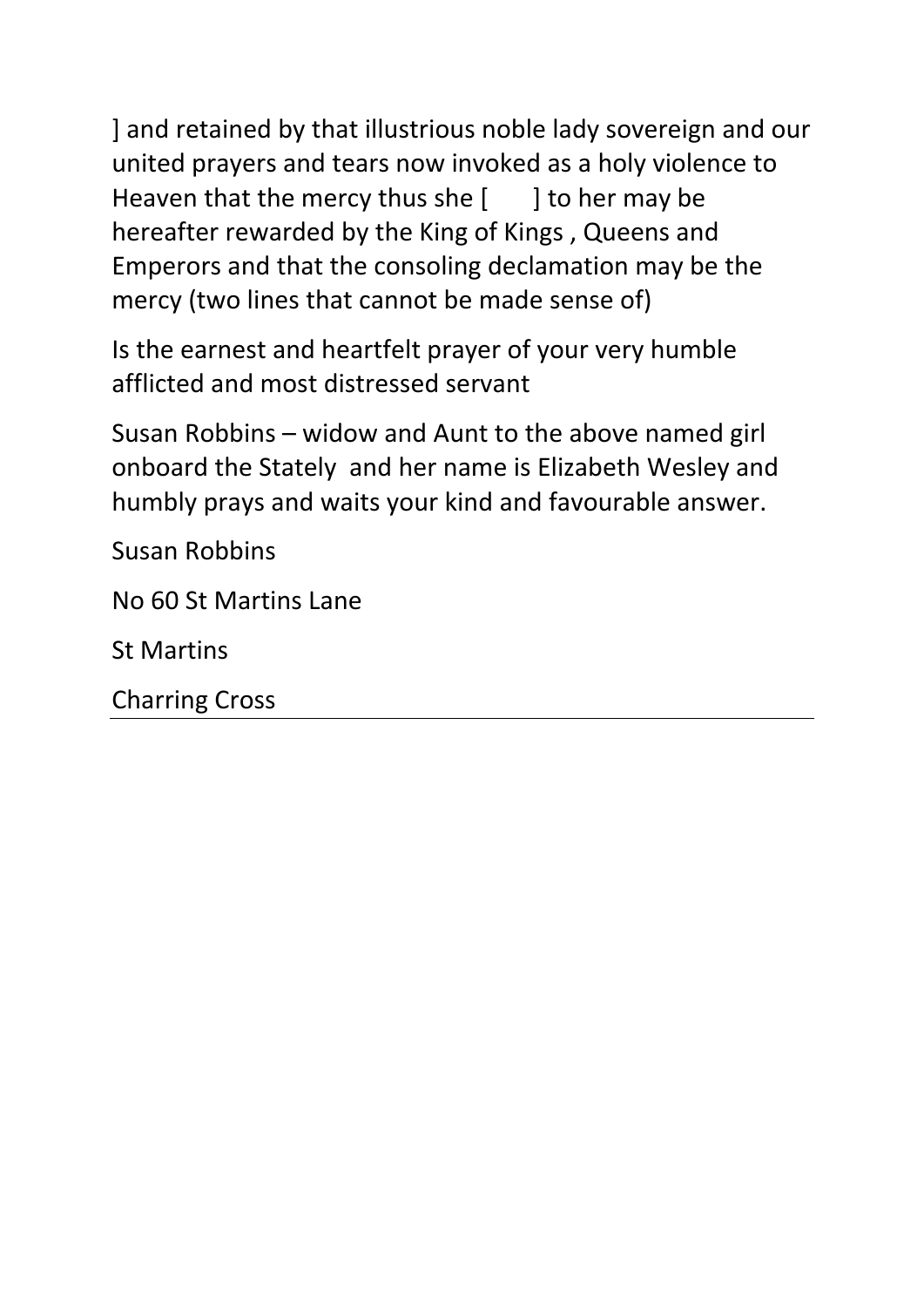] and retained by that illustrious noble lady sovereign and our united prayers and tears now invoked as a holy violence to Heaven that the mercy thus she [      ] to her may be hereafter rewarded by the King of Kings , Queens and Emperors and that the consoling declamation may be the mercy (two lines that cannot be made sense of)

Is the earnest and heartfelt prayer of your very humble afflicted and most distressed servant

Susan Robbins – widow and Aunt to the above named girl onboard the Stately  and her name is Elizabeth Wesley and humbly prays and waits your kind and favourable answer.

Susan Robbins

No 60 St Martins Lane

St Martins

Charring Cross

---